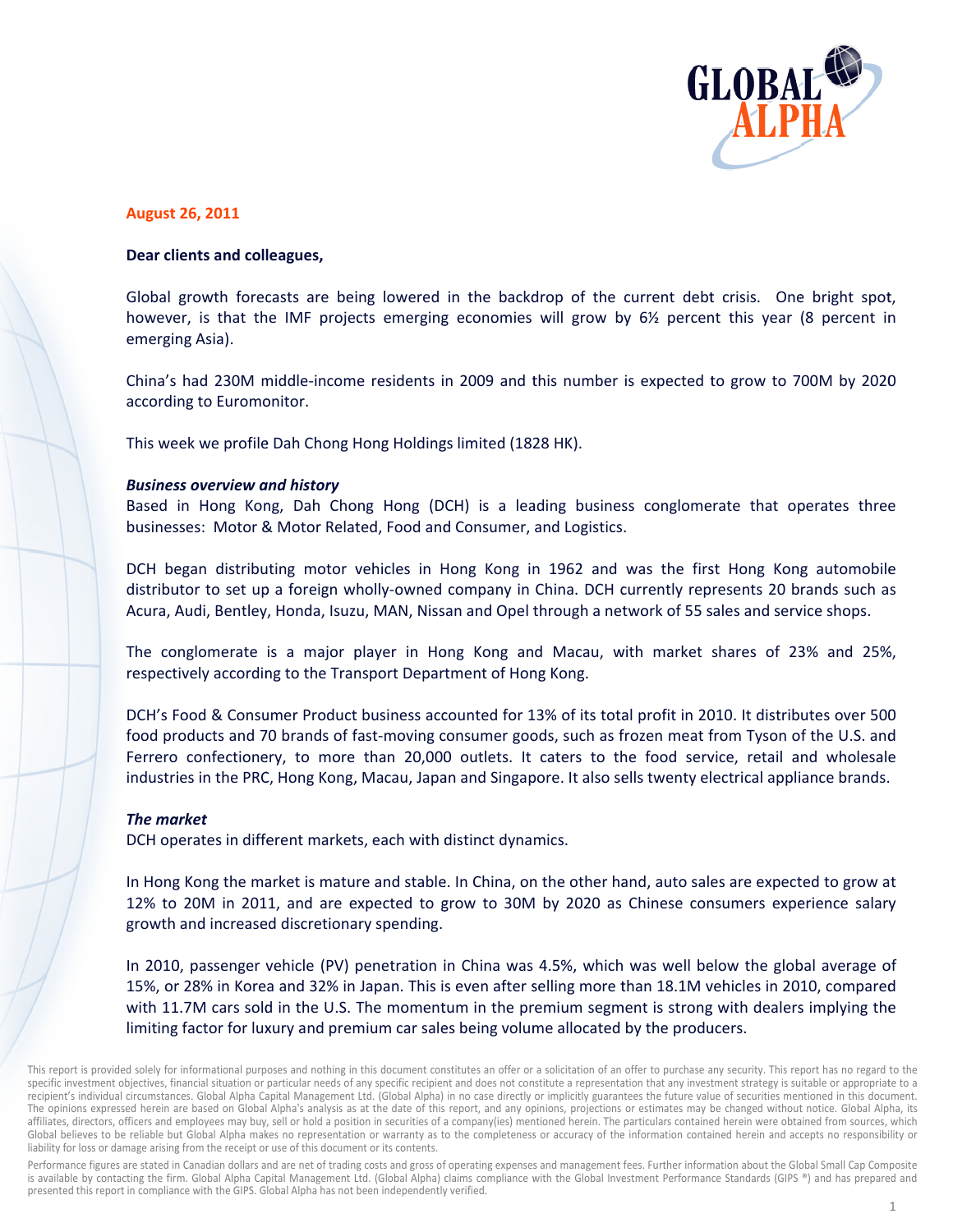**August 26, 2011**

**Dear clients and colleagues,**

Global growth forecasts are being lowered in the backdrop of the current debt crisis. One bright spot, however, is that the IMF projects emerging economies will grow by 6½ percent this year (8 percent in emerging Asia).

China's had 230M middle-income residents in 2009 and this number is expected to grow to 700M by 2020 according to Euromonitor.

This week we profile Dah Chong Hong Holdings limited (1828 HK).

***Business overview and history***

Based in Hong Kong, Dah Chong Hong (DCH) is a leading business conglomerate that operates three businesses: Motor & Motor Related, Food and Consumer, and Logistics.

DCH began distributing motor vehicles in Hong Kong in 1962 and was the first Hong Kong automobile distributor to set up a foreign wholly-owned company in China. DCH currently represents 20 brands such as Acura, Audi, Bentley, Honda, Isuzu, MAN, Nissan and Opel through a network of 55 sales and service shops.

The conglomerate is a major player in Hong Kong and Macau, with market shares of 23% and 25%, respectively according to the Transport Department of Hong Kong.

DCH's Food & Consumer Product business accounted for 13% of its total profit in 2010. It distributes over 500 food products and 70 brands of fast-moving consumer goods, such as frozen meat from Tyson of the U.S. and Ferrero confectionery, to more than 20,000 outlets. It caters to the food service, retail and wholesale industries in the PRC, Hong Kong, Macau, Japan and Singapore. It also sells twenty electrical appliance brands.

***The market***

DCH operates in different markets, each with distinct dynamics.

In Hong Kong the market is mature and stable. In China, on the other hand, auto sales are expected to grow at 12% to 20M in 2011, and are expected to grow to 30M by 2020 as Chinese consumers experience salary growth and increased discretionary spending.

In 2010, passenger vehicle (PV) penetration in China was 4.5%, which was well below the global average of 15%, or 28% in Korea and 32% in Japan. This is even after selling more than 18.1M vehicles in 2010, compared with 11.7M cars sold in the U.S. The momentum in the premium segment is strong with dealers implying the limiting factor for luxury and premium car sales being volume allocated by the producers.

This report is provided solely for informational purposes and nothing in this document constitutes an offer or a solicitation of an offer to purchase any security. This report has no regard to the specific investment objectives, financial situation or particular needs of any specific recipient and does not constitute a representation that any investment strategy is suitable or appropriate to a recipient's individual circumstances. Global Alpha Capital Management Ltd. (Global Alpha) in no case directly or implicitly guarantees the future value of securities mentioned in this document. The opinions expressed herein are based on Global Alpha's analysis as at the date of this report, and any opinions, projections or estimates may be changed without notice. Global Alpha, its affiliates, directors, officers and employees may buy, sell or hold a position in securities of a company(ies) mentioned herein. The particulars contained herein were obtained from sources, which Global believes to be reliable but Global Alpha makes no representation or warranty as to the completeness or accuracy of the information contained herein and accepts no responsibility or liability for loss or damage arising from the receipt or use of this document or its contents.

Performance figures are stated in Canadian dollars and are net of trading costs and gross of operating expenses and management fees. Further information about the Global Small Cap Composite is available by contacting the firm. Global Alpha Capital Management Ltd. (Global Alpha) claims compliance with the Global Investment Performance Standards (GIPS ®) and has prepared and presented this report in compliance with the GIPS. Global Alpha has not been independently verified.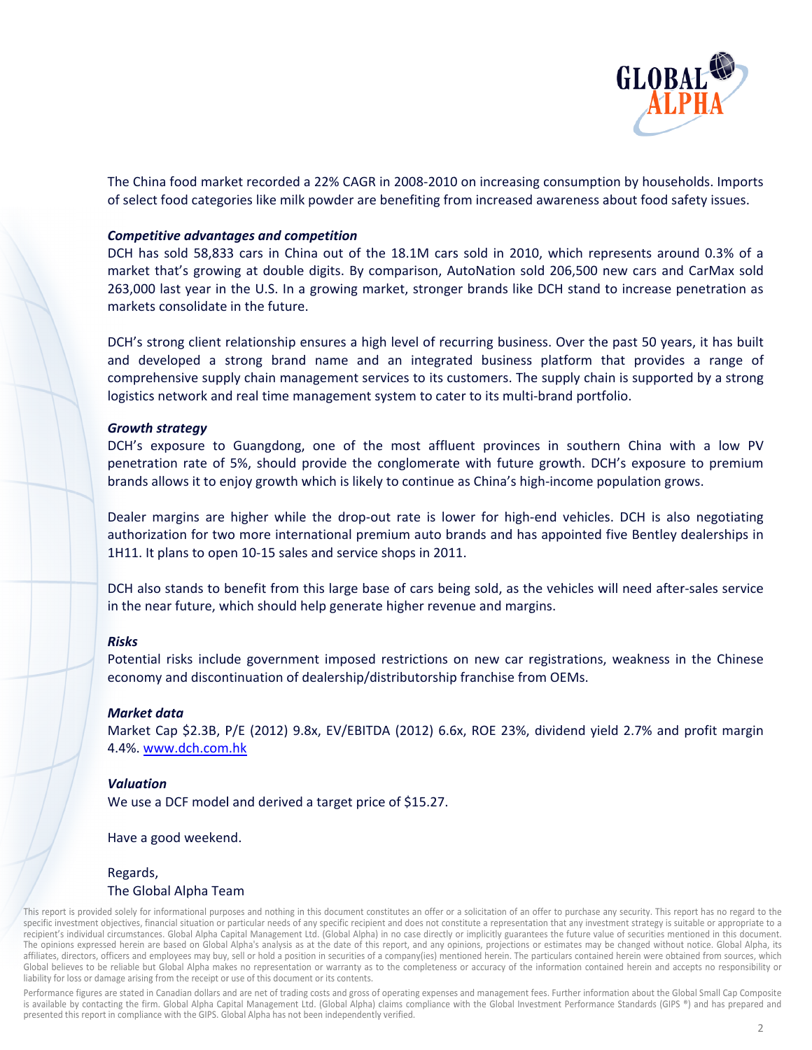The China food market recorded a 22% CAGR in 2008-2010 on increasing consumption by households. Imports of select food categories like milk powder are benefiting from increased awareness about food safety issues.

***Competitive advantages and competition***

DCH has sold 58,833 cars in China out of the 18.1M cars sold in 2010, which represents around 0.3% of a market that's growing at double digits. By comparison, AutoNation sold 206,500 new cars and CarMax sold 263,000 last year in the U.S. In a growing market, stronger brands like DCH stand to increase penetration as markets consolidate in the future.

DCH's strong client relationship ensures a high level of recurring business. Over the past 50 years, it has built and developed a strong brand name and an integrated business platform that provides a range of comprehensive supply chain management services to its customers. The supply chain is supported by a strong logistics network and real time management system to cater to its multi-brand portfolio.

***Growth strategy***

DCH's exposure to Guangdong, one of the most affluent provinces in southern China with a low PV penetration rate of 5%, should provide the conglomerate with future growth. DCH's exposure to premium brands allows it to enjoy growth which is likely to continue as China's high-income population grows.

Dealer margins are higher while the drop-out rate is lower for high-end vehicles. DCH is also negotiating authorization for two more international premium auto brands and has appointed five Bentley dealerships in 1H11. It plans to open 10-15 sales and service shops in 2011.

DCH also stands to benefit from this large base of cars being sold, as the vehicles will need after-sales service in the near future, which should help generate higher revenue and margins.

***Risks***

Potential risks include government imposed restrictions on new car registrations, weakness in the Chinese economy and discontinuation of dealership/distributorship franchise from OEMs.

***Market data***

Market Cap $2.3B, P/E (2012) 9.8x, EV/EBITDA (2012) 6.6x, ROE 23%, dividend yield 2.7% and profit margin 4.4%. www.dch.com.hk

***Valuation***

We use a DCF model and derived a target price of $15.27.

Have a good weekend.

Regards,
The Global Alpha Team

This report is provided solely for informational purposes and nothing in this document constitutes an offer or a solicitation of an offer to purchase any security. This report has no regard to the specific investment objectives, financial situation or particular needs of any specific recipient and does not constitute a representation that any investment strategy is suitable or appropriate to a recipient's individual circumstances. Global Alpha Capital Management Ltd. (Global Alpha) in no case directly or implicitly guarantees the future value of securities mentioned in this document. The opinions expressed herein are based on Global Alpha's analysis as at the date of this report, and any opinions, projections or estimates may be changed without notice. Global Alpha, its affiliates, directors, officers and employees may buy, sell or hold a position in securities of a company(ies) mentioned herein. The particulars contained herein were obtained from sources, which Global believes to be reliable but Global Alpha makes no representation or warranty as to the completeness or accuracy of the information contained herein and accepts no responsibility or liability for loss or damage arising from the receipt or use of this document or its contents.

Performance figures are stated in Canadian dollars and are net of trading costs and gross of operating expenses and management fees. Further information about the Global Small Cap Composite is available by contacting the firm. Global Alpha Capital Management Ltd. (Global Alpha) claims compliance with the Global Investment Performance Standards (GIPS ®) and has prepared and presented this report in compliance with the GIPS. Global Alpha has not been independently verified.